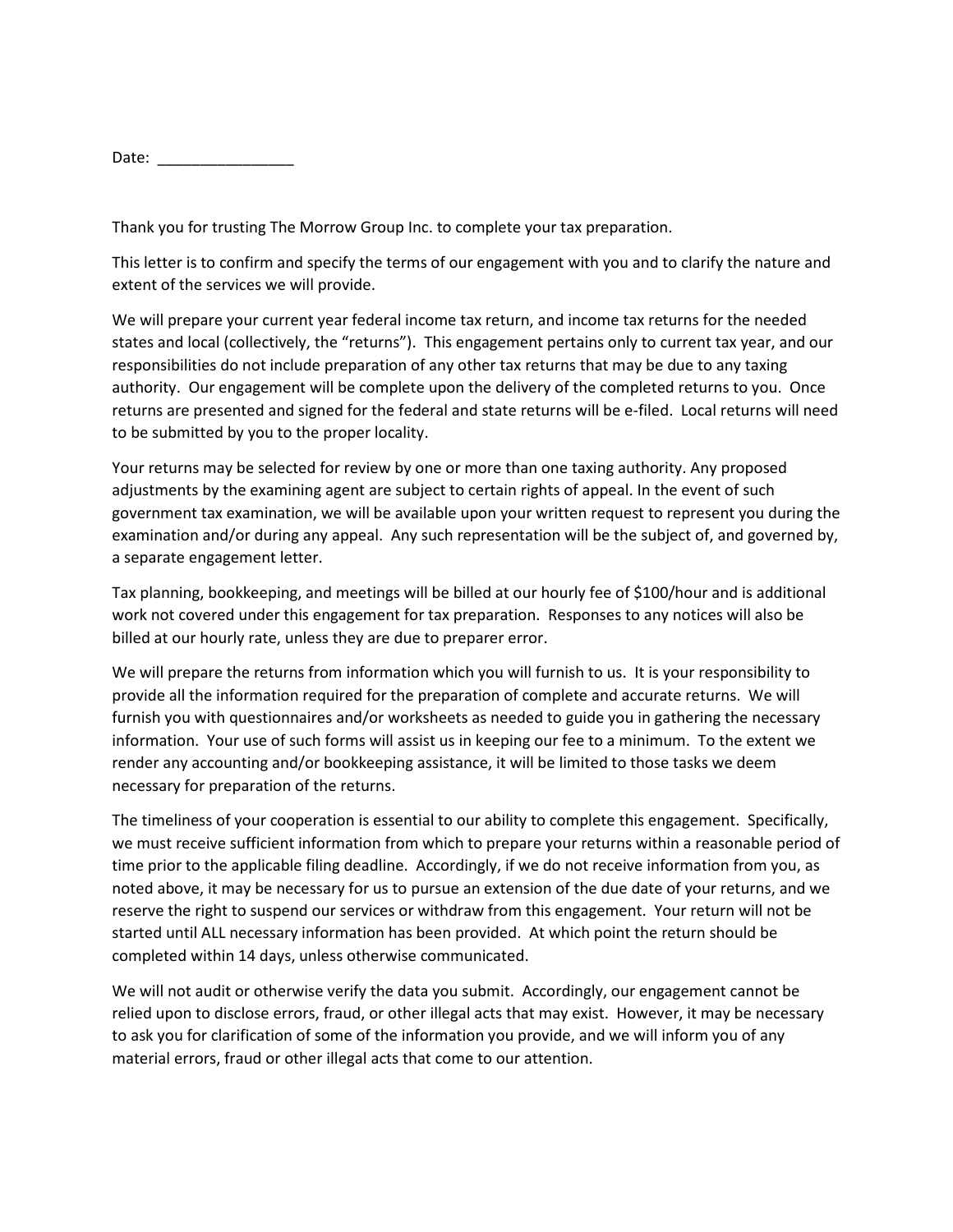Date: ________________

Thank you for trusting The Morrow Group Inc. to complete your tax preparation.

This letter is to confirm and specify the terms of our engagement with you and to clarify the nature and extent of the services we will provide.

We will prepare your current year federal income tax return, and income tax returns for the needed states and local (collectively, the "returns"). This engagement pertains only to current tax year, and our responsibilities do not include preparation of any other tax returns that may be due to any taxing authority. Our engagement will be complete upon the delivery of the completed returns to you. Once returns are presented and signed for the federal and state returns will be e-filed. Local returns will need to be submitted by you to the proper locality.

Your returns may be selected for review by one or more than one taxing authority. Any proposed adjustments by the examining agent are subject to certain rights of appeal. In the event of such government tax examination, we will be available upon your written request to represent you during the examination and/or during any appeal. Any such representation will be the subject of, and governed by, a separate engagement letter.

Tax planning, bookkeeping, and meetings will be billed at our hourly fee of $100/hour and is additional work not covered under this engagement for tax preparation. Responses to any notices will also be billed at our hourly rate, unless they are due to preparer error.

We will prepare the returns from information which you will furnish to us. It is your responsibility to provide all the information required for the preparation of complete and accurate returns. We will furnish you with questionnaires and/or worksheets as needed to guide you in gathering the necessary information. Your use of such forms will assist us in keeping our fee to a minimum. To the extent we render any accounting and/or bookkeeping assistance, it will be limited to those tasks we deem necessary for preparation of the returns.

The timeliness of your cooperation is essential to our ability to complete this engagement. Specifically, we must receive sufficient information from which to prepare your returns within a reasonable period of time prior to the applicable filing deadline. Accordingly, if we do not receive information from you, as noted above, it may be necessary for us to pursue an extension of the due date of your returns, and we reserve the right to suspend our services or withdraw from this engagement. Your return will not be started until ALL necessary information has been provided. At which point the return should be completed within 14 days, unless otherwise communicated.

We will not audit or otherwise verify the data you submit. Accordingly, our engagement cannot be relied upon to disclose errors, fraud, or other illegal acts that may exist. However, it may be necessary to ask you for clarification of some of the information you provide, and we will inform you of any material errors, fraud or other illegal acts that come to our attention.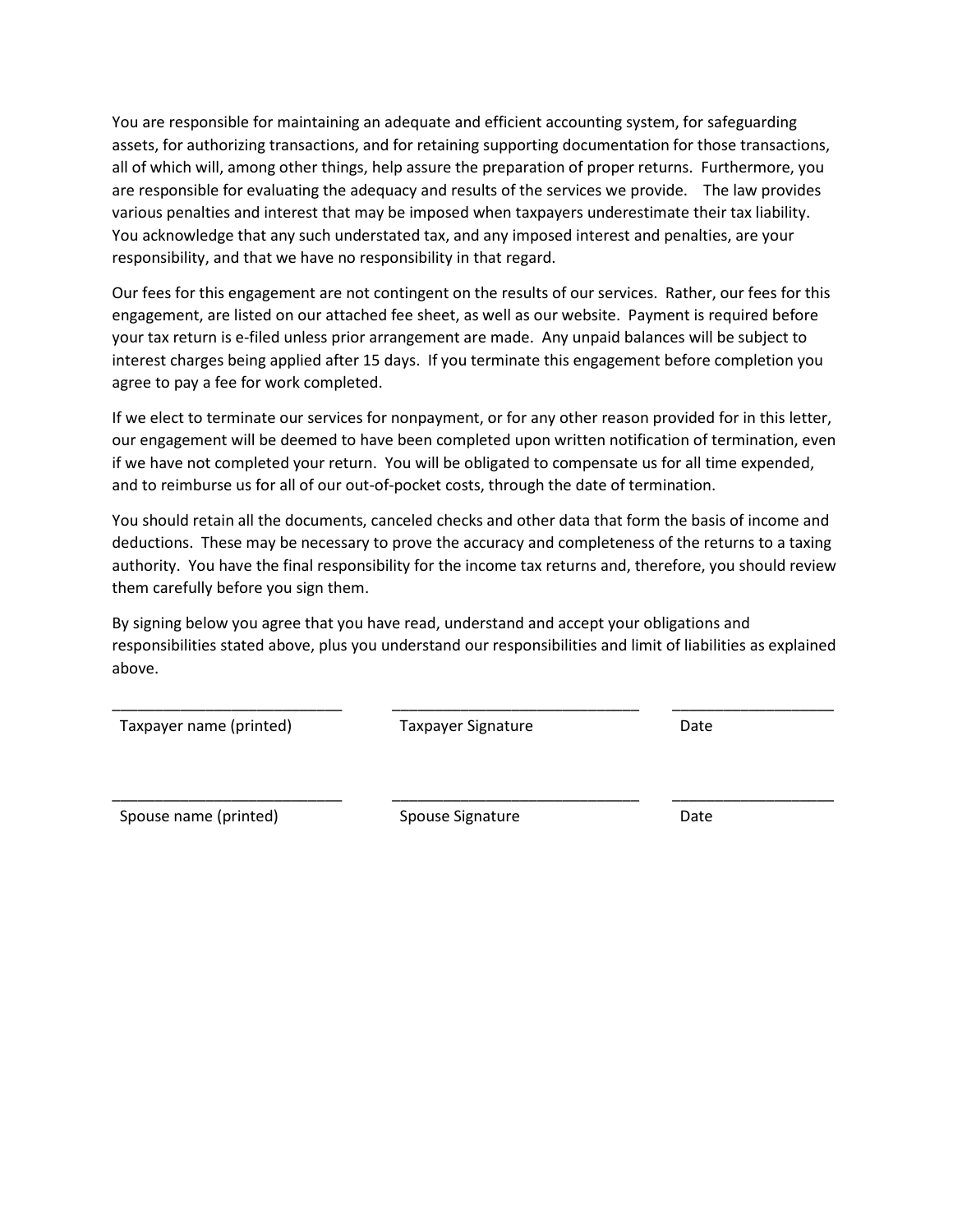You are responsible for maintaining an adequate and efficient accounting system, for safeguarding assets, for authorizing transactions, and for retaining supporting documentation for those transactions, all of which will, among other things, help assure the preparation of proper returns. Furthermore, you are responsible for evaluating the adequacy and results of the services we provide. The law provides various penalties and interest that may be imposed when taxpayers underestimate their tax liability. You acknowledge that any such understated tax, and any imposed interest and penalties, are your responsibility, and that we have no responsibility in that regard.

Our fees for this engagement are not contingent on the results of our services. Rather, our fees for this engagement, are listed on our attached fee sheet, as well as our website. Payment is required before your tax return is e-filed unless prior arrangement are made. Any unpaid balances will be subject to interest charges being applied after 15 days. If you terminate this engagement before completion you agree to pay a fee for work completed.

If we elect to terminate our services for nonpayment, or for any other reason provided for in this letter, our engagement will be deemed to have been completed upon written notification of termination, even if we have not completed your return. You will be obligated to compensate us for all time expended, and to reimburse us for all of our out-of-pocket costs, through the date of termination.

You should retain all the documents, canceled checks and other data that form the basis of income and deductions. These may be necessary to prove the accuracy and completeness of the returns to a taxing authority. You have the final responsibility for the income tax returns and, therefore, you should review them carefully before you sign them.

By signing below you agree that you have read, understand and accept your obligations and responsibilities stated above, plus you understand our responsibilities and limit of liabilities as explained above.

| | | |
|---|---|---|
| ___________________________ | _____________________________ | __________________ |
| Taxpayer name (printed) | Taxpayer Signature | Date |
| ___________________________ | _____________________________ | __________________ |
| Spouse name (printed) | Spouse Signature | Date |